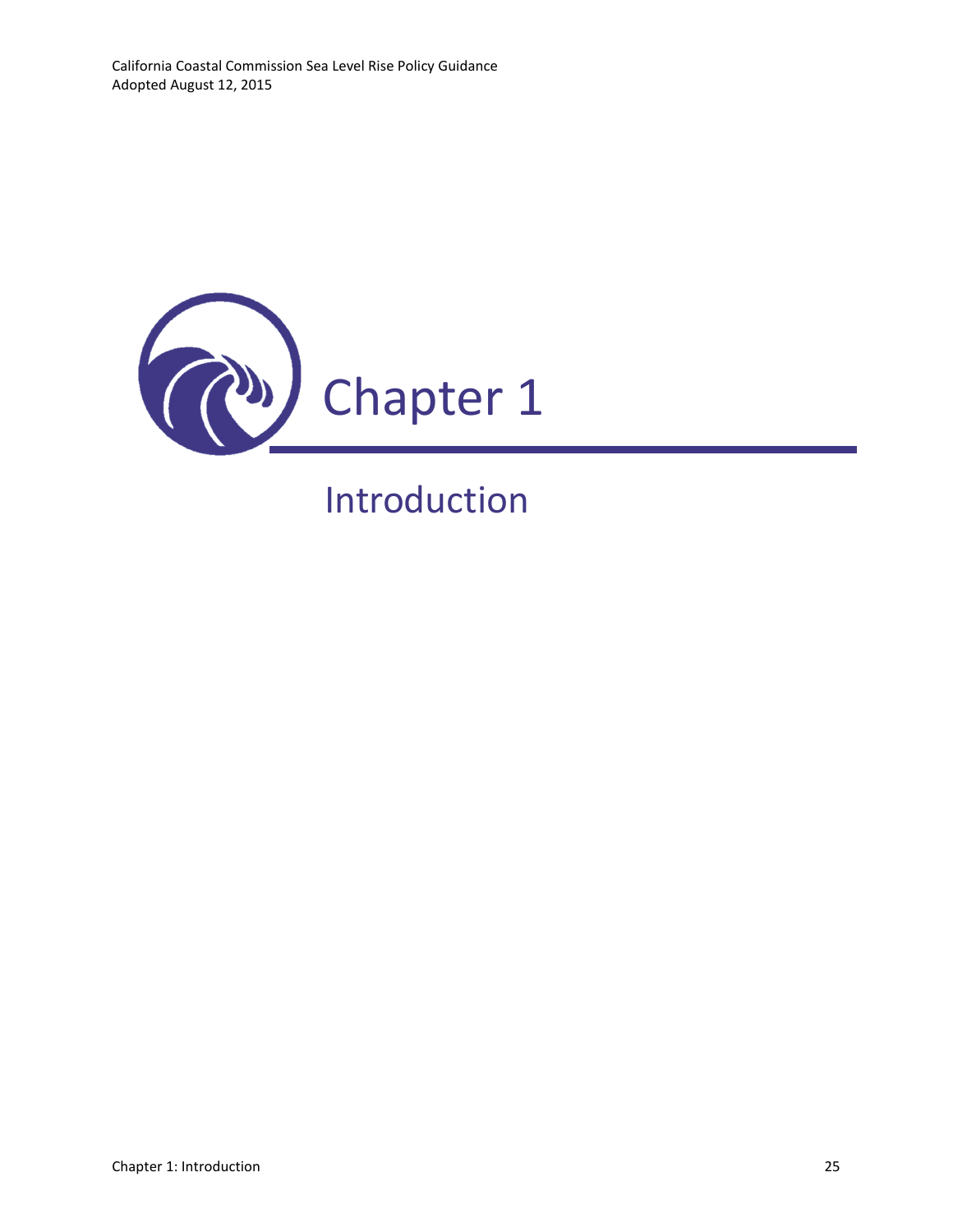# Chapter 1

## Introduction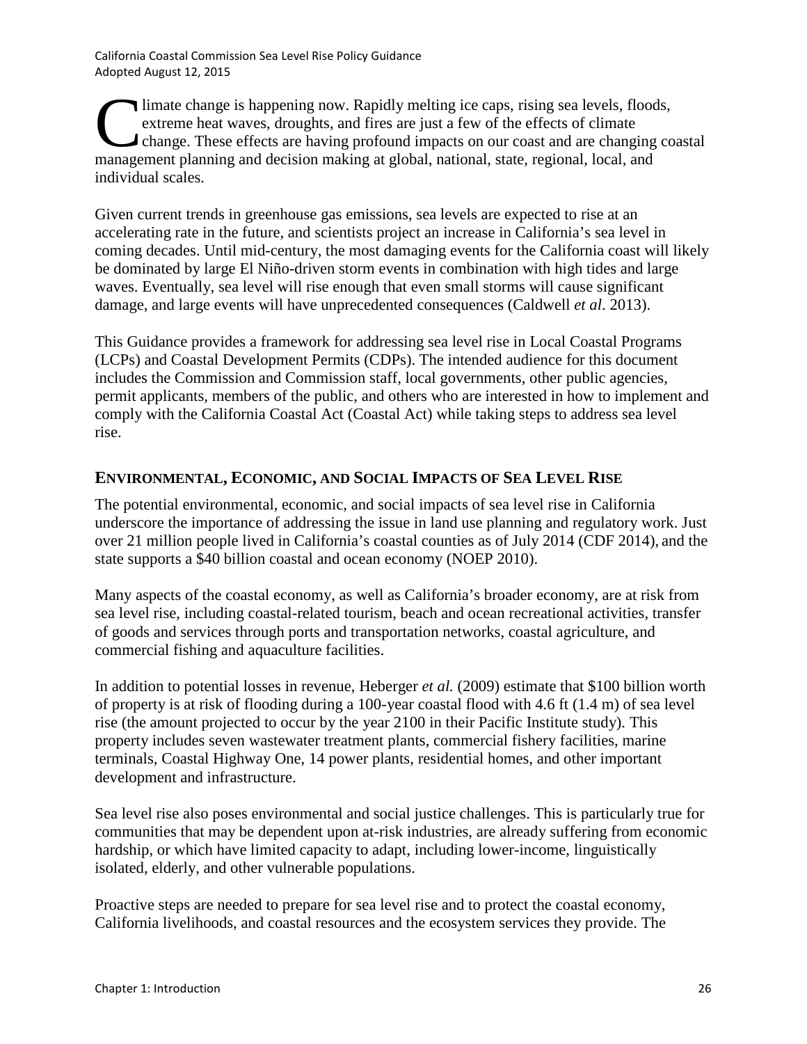Climate change is happening now. Rapidly melting ice caps, rising sea levels, floods, extreme heat waves, droughts, and fires are just a few of the effects of climate change. These effects are having profound impacts on our coast and are changing coastal management planning and decision making at global, national, state, regional, local, and individual scales.

Given current trends in greenhouse gas emissions, sea levels are expected to rise at an accelerating rate in the future, and scientists project an increase in California's sea level in coming decades. Until mid-century, the most damaging events for the California coast will likely be dominated by large El Niño-driven storm events in combination with high tides and large waves. Eventually, sea level will rise enough that even small storms will cause significant damage, and large events will have unprecedented consequences (Caldwell *et al*. 2013).

This Guidance provides a framework for addressing sea level rise in Local Coastal Programs (LCPs) and Coastal Development Permits (CDPs). The intended audience for this document includes the Commission and Commission staff, local governments, other public agencies, permit applicants, members of the public, and others who are interested in how to implement and comply with the California Coastal Act (Coastal Act) while taking steps to address sea level rise.

## ENVIRONMENTAL, ECONOMIC, AND SOCIAL IMPACTS OF SEA LEVEL RISE

The potential environmental, economic, and social impacts of sea level rise in California underscore the importance of addressing the issue in land use planning and regulatory work. Just over 21 million people lived in California's coastal counties as of July 2014 (CDF 2014), and the state supports a $40 billion coastal and ocean economy (NOEP 2010).

Many aspects of the coastal economy, as well as California's broader economy, are at risk from sea level rise, including coastal-related tourism, beach and ocean recreational activities, transfer of goods and services through ports and transportation networks, coastal agriculture, and commercial fishing and aquaculture facilities.

In addition to potential losses in revenue, Heberger *et al.* (2009) estimate that $100 billion worth of property is at risk of flooding during a 100-year coastal flood with 4.6 ft (1.4 m) of sea level rise (the amount projected to occur by the year 2100 in their Pacific Institute study). This property includes seven wastewater treatment plants, commercial fishery facilities, marine terminals, Coastal Highway One, 14 power plants, residential homes, and other important development and infrastructure.

Sea level rise also poses environmental and social justice challenges. This is particularly true for communities that may be dependent upon at-risk industries, are already suffering from economic hardship, or which have limited capacity to adapt, including lower-income, linguistically isolated, elderly, and other vulnerable populations.

Proactive steps are needed to prepare for sea level rise and to protect the coastal economy, California livelihoods, and coastal resources and the ecosystem services they provide. The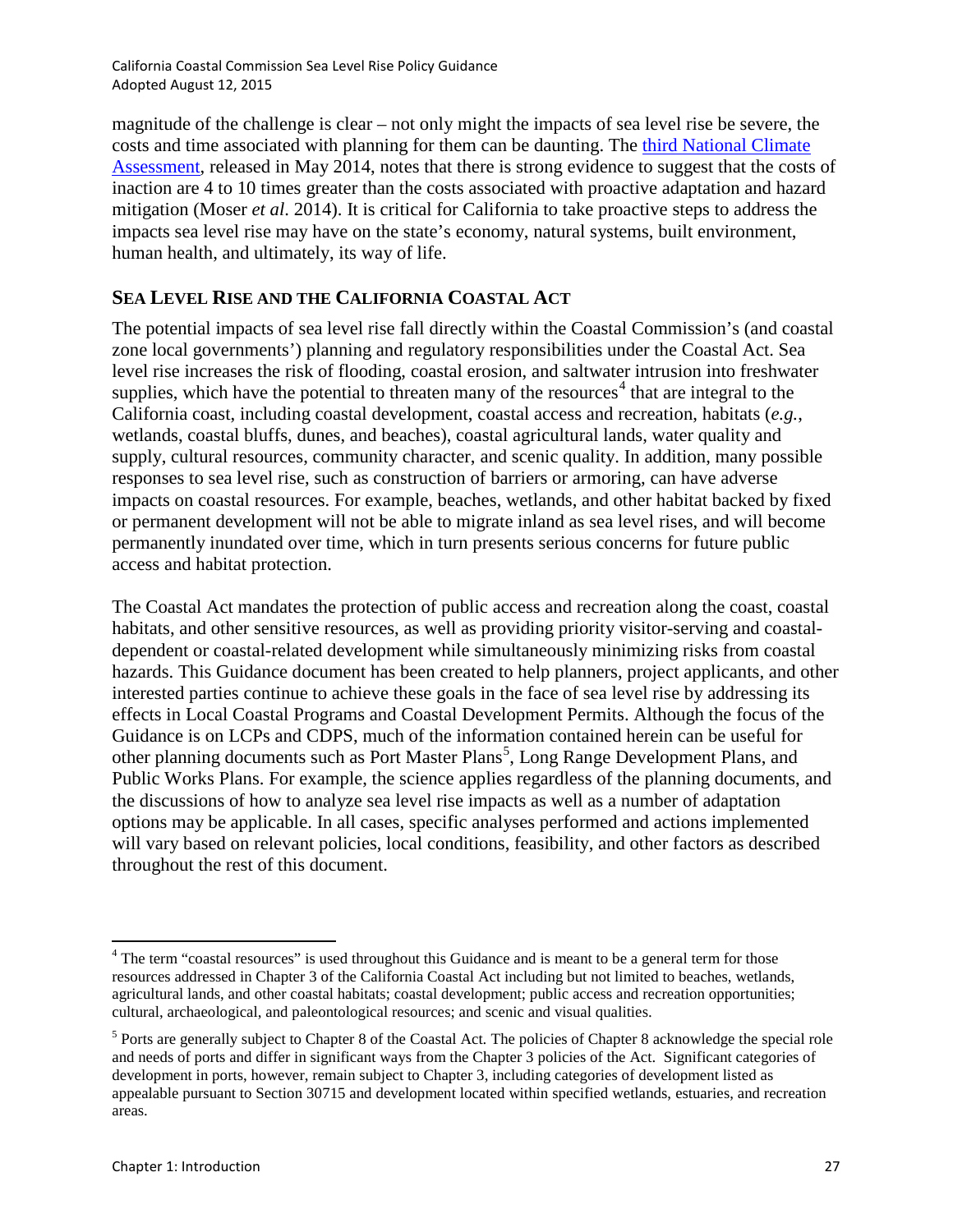magnitude of the challenge is clear – not only might the impacts of sea level rise be severe, the costs and time associated with planning for them can be daunting. The third National Climate Assessment, released in May 2014, notes that there is strong evidence to suggest that the costs of inaction are 4 to 10 times greater than the costs associated with proactive adaptation and hazard mitigation (Moser *et al*. 2014). It is critical for California to take proactive steps to address the impacts sea level rise may have on the state's economy, natural systems, built environment, human health, and ultimately, its way of life.

## SEA LEVEL RISE AND THE CALIFORNIA COASTAL ACT

The potential impacts of sea level rise fall directly within the Coastal Commission's (and coastal zone local governments') planning and regulatory responsibilities under the Coastal Act. Sea level rise increases the risk of flooding, coastal erosion, and saltwater intrusion into freshwater supplies, which have the potential to threaten many of the resources[4] that are integral to the California coast, including coastal development, coastal access and recreation, habitats (*e.g.*, wetlands, coastal bluffs, dunes, and beaches), coastal agricultural lands, water quality and supply, cultural resources, community character, and scenic quality. In addition, many possible responses to sea level rise, such as construction of barriers or armoring, can have adverse impacts on coastal resources. For example, beaches, wetlands, and other habitat backed by fixed or permanent development will not be able to migrate inland as sea level rises, and will become permanently inundated over time, which in turn presents serious concerns for future public access and habitat protection.

The Coastal Act mandates the protection of public access and recreation along the coast, coastal habitats, and other sensitive resources, as well as providing priority visitor-serving and coastal-dependent or coastal-related development while simultaneously minimizing risks from coastal hazards. This Guidance document has been created to help planners, project applicants, and other interested parties continue to achieve these goals in the face of sea level rise by addressing its effects in Local Coastal Programs and Coastal Development Permits. Although the focus of the Guidance is on LCPs and CDPS, much of the information contained herein can be useful for other planning documents such as Port Master Plans[5], Long Range Development Plans, and Public Works Plans. For example, the science applies regardless of the planning documents, and the discussions of how to analyze sea level rise impacts as well as a number of adaptation options may be applicable. In all cases, specific analyses performed and actions implemented will vary based on relevant policies, local conditions, feasibility, and other factors as described throughout the rest of this document.

---

[4] The term "coastal resources" is used throughout this Guidance and is meant to be a general term for those resources addressed in Chapter 3 of the California Coastal Act including but not limited to beaches, wetlands, agricultural lands, and other coastal habitats; coastal development; public access and recreation opportunities; cultural, archaeological, and paleontological resources; and scenic and visual qualities.

[5] Ports are generally subject to Chapter 8 of the Coastal Act. The policies of Chapter 8 acknowledge the special role and needs of ports and differ in significant ways from the Chapter 3 policies of the Act. Significant categories of development in ports, however, remain subject to Chapter 3, including categories of development listed as appealable pursuant to Section 30715 and development located within specified wetlands, estuaries, and recreation areas.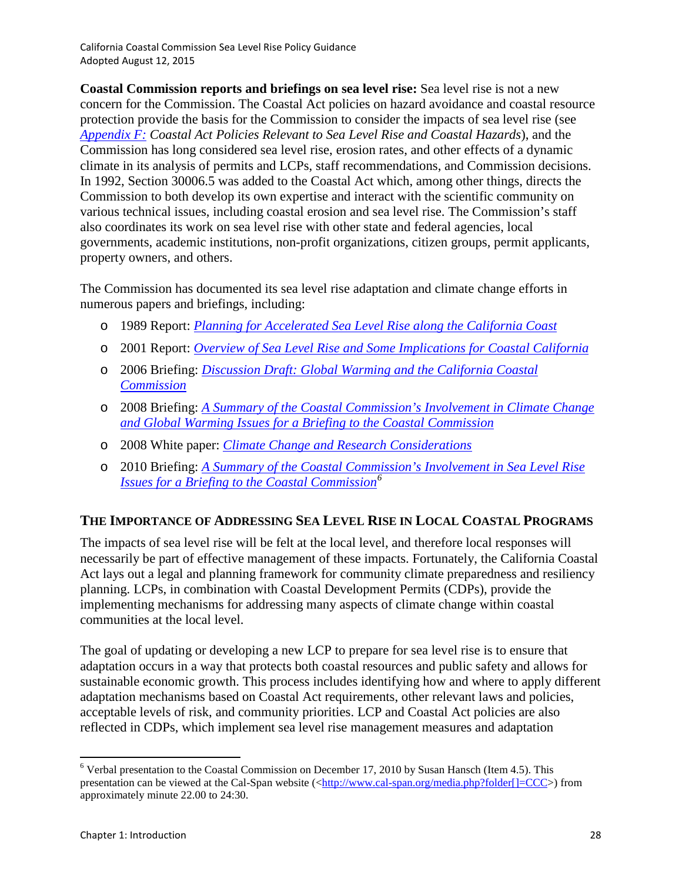**Coastal Commission reports and briefings on sea level rise:** Sea level rise is not a new concern for the Commission. The Coastal Act policies on hazard avoidance and coastal resource protection provide the basis for the Commission to consider the impacts of sea level rise (see *Appendix F: Coastal Act Policies Relevant to Sea Level Rise and Coastal Hazards*), and the Commission has long considered sea level rise, erosion rates, and other effects of a dynamic climate in its analysis of permits and LCPs, staff recommendations, and Commission decisions. In 1992, Section 30006.5 was added to the Coastal Act which, among other things, directs the Commission to both develop its own expertise and interact with the scientific community on various technical issues, including coastal erosion and sea level rise. The Commission's staff also coordinates its work on sea level rise with other state and federal agencies, local governments, academic institutions, non-profit organizations, citizen groups, permit applicants, property owners, and others.

The Commission has documented its sea level rise adaptation and climate change efforts in numerous papers and briefings, including:

- 1989 Report: *Planning for Accelerated Sea Level Rise along the California Coast*
- 2001 Report: *Overview of Sea Level Rise and Some Implications for Coastal California*
- 2006 Briefing: *Discussion Draft: Global Warming and the California Coastal Commission*
- 2008 Briefing: *A Summary of the Coastal Commission's Involvement in Climate Change and Global Warming Issues for a Briefing to the Coastal Commission*
- 2008 White paper: *Climate Change and Research Considerations*
- 2010 Briefing: *A Summary of the Coastal Commission's Involvement in Sea Level Rise Issues for a Briefing to the Coastal Commission*[6]

## THE IMPORTANCE OF ADDRESSING SEA LEVEL RISE IN LOCAL COASTAL PROGRAMS

The impacts of sea level rise will be felt at the local level, and therefore local responses will necessarily be part of effective management of these impacts. Fortunately, the California Coastal Act lays out a legal and planning framework for community climate preparedness and resiliency planning. LCPs, in combination with Coastal Development Permits (CDPs), provide the implementing mechanisms for addressing many aspects of climate change within coastal communities at the local level.

The goal of updating or developing a new LCP to prepare for sea level rise is to ensure that adaptation occurs in a way that protects both coastal resources and public safety and allows for sustainable economic growth. This process includes identifying how and where to apply different adaptation mechanisms based on Coastal Act requirements, other relevant laws and policies, acceptable levels of risk, and community priorities. LCP and Coastal Act policies are also reflected in CDPs, which implement sea level rise management measures and adaptation

[6] Verbal presentation to the Coastal Commission on December 17, 2010 by Susan Hansch (Item 4.5). This presentation can be viewed at the Cal-Span website (<http://www.cal-span.org/media.php?folder[]=CCC>) from approximately minute 22.00 to 24:30.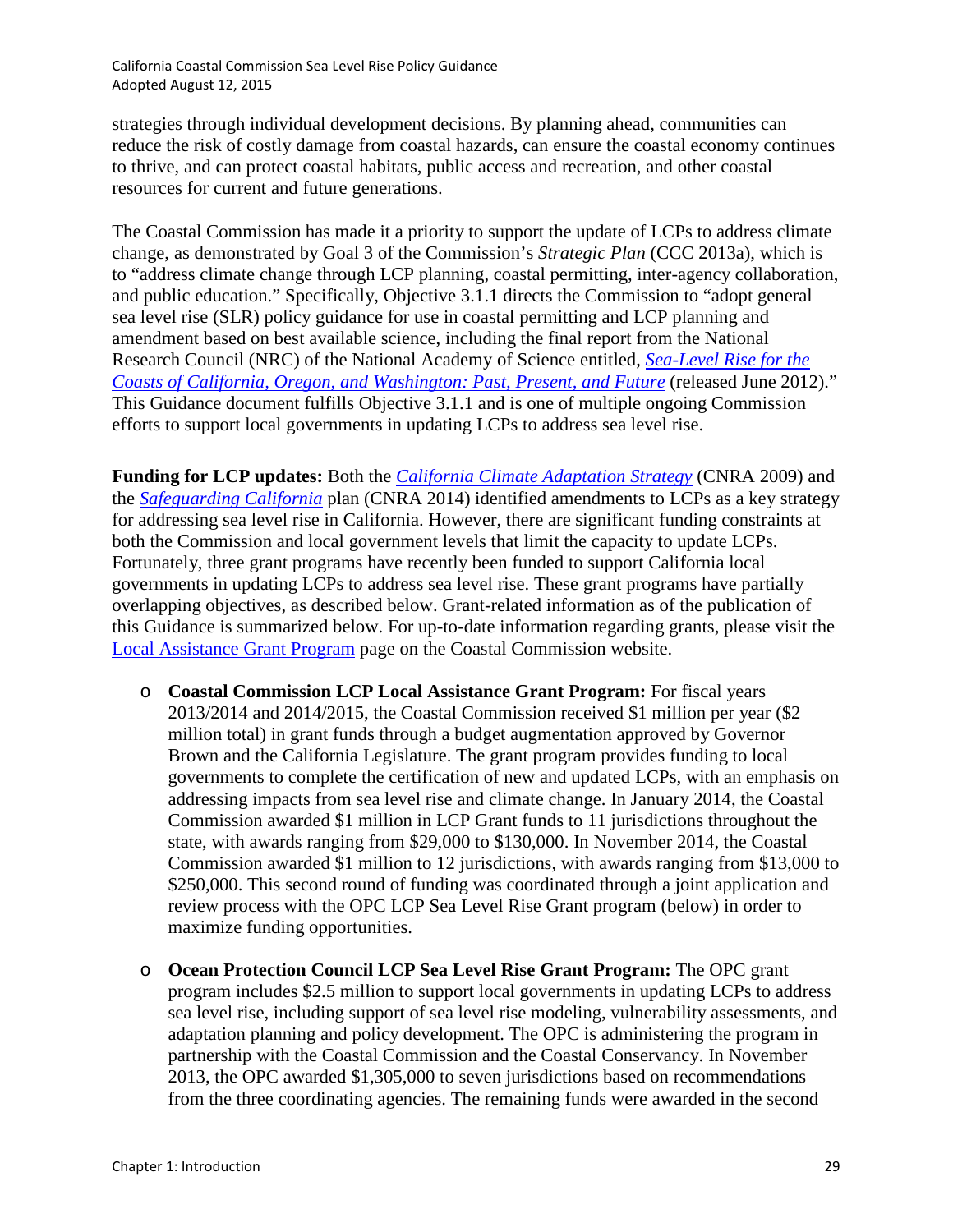strategies through individual development decisions. By planning ahead, communities can reduce the risk of costly damage from coastal hazards, can ensure the coastal economy continues to thrive, and can protect coastal habitats, public access and recreation, and other coastal resources for current and future generations.

The Coastal Commission has made it a priority to support the update of LCPs to address climate change, as demonstrated by Goal 3 of the Commission's *Strategic Plan* (CCC 2013a), which is to "address climate change through LCP planning, coastal permitting, inter-agency collaboration, and public education." Specifically, Objective 3.1.1 directs the Commission to "adopt general sea level rise (SLR) policy guidance for use in coastal permitting and LCP planning and amendment based on best available science, including the final report from the National Research Council (NRC) of the National Academy of Science entitled, *Sea-Level Rise for the Coasts of California, Oregon, and Washington: Past, Present, and Future* (released June 2012)." This Guidance document fulfills Objective 3.1.1 and is one of multiple ongoing Commission efforts to support local governments in updating LCPs to address sea level rise.

**Funding for LCP updates:** Both the *California Climate Adaptation Strategy* (CNRA 2009) and the *Safeguarding California* plan (CNRA 2014) identified amendments to LCPs as a key strategy for addressing sea level rise in California. However, there are significant funding constraints at both the Commission and local government levels that limit the capacity to update LCPs. Fortunately, three grant programs have recently been funded to support California local governments in updating LCPs to address sea level rise. These grant programs have partially overlapping objectives, as described below. Grant-related information as of the publication of this Guidance is summarized below. For up-to-date information regarding grants, please visit the Local Assistance Grant Program page on the Coastal Commission website.

- **Coastal Commission LCP Local Assistance Grant Program:** For fiscal years 2013/2014 and 2014/2015, the Coastal Commission received $1 million per year ($2 million total) in grant funds through a budget augmentation approved by Governor Brown and the California Legislature. The grant program provides funding to local governments to complete the certification of new and updated LCPs, with an emphasis on addressing impacts from sea level rise and climate change. In January 2014, the Coastal Commission awarded $1 million in LCP Grant funds to 11 jurisdictions throughout the state, with awards ranging from $29,000 to $130,000. In November 2014, the Coastal Commission awarded $1 million to 12 jurisdictions, with awards ranging from $13,000 to $250,000. This second round of funding was coordinated through a joint application and review process with the OPC LCP Sea Level Rise Grant program (below) in order to maximize funding opportunities.

- **Ocean Protection Council LCP Sea Level Rise Grant Program:** The OPC grant program includes $2.5 million to support local governments in updating LCPs to address sea level rise, including support of sea level rise modeling, vulnerability assessments, and adaptation planning and policy development. The OPC is administering the program in partnership with the Coastal Commission and the Coastal Conservancy. In November 2013, the OPC awarded $1,305,000 to seven jurisdictions based on recommendations from the three coordinating agencies. The remaining funds were awarded in the second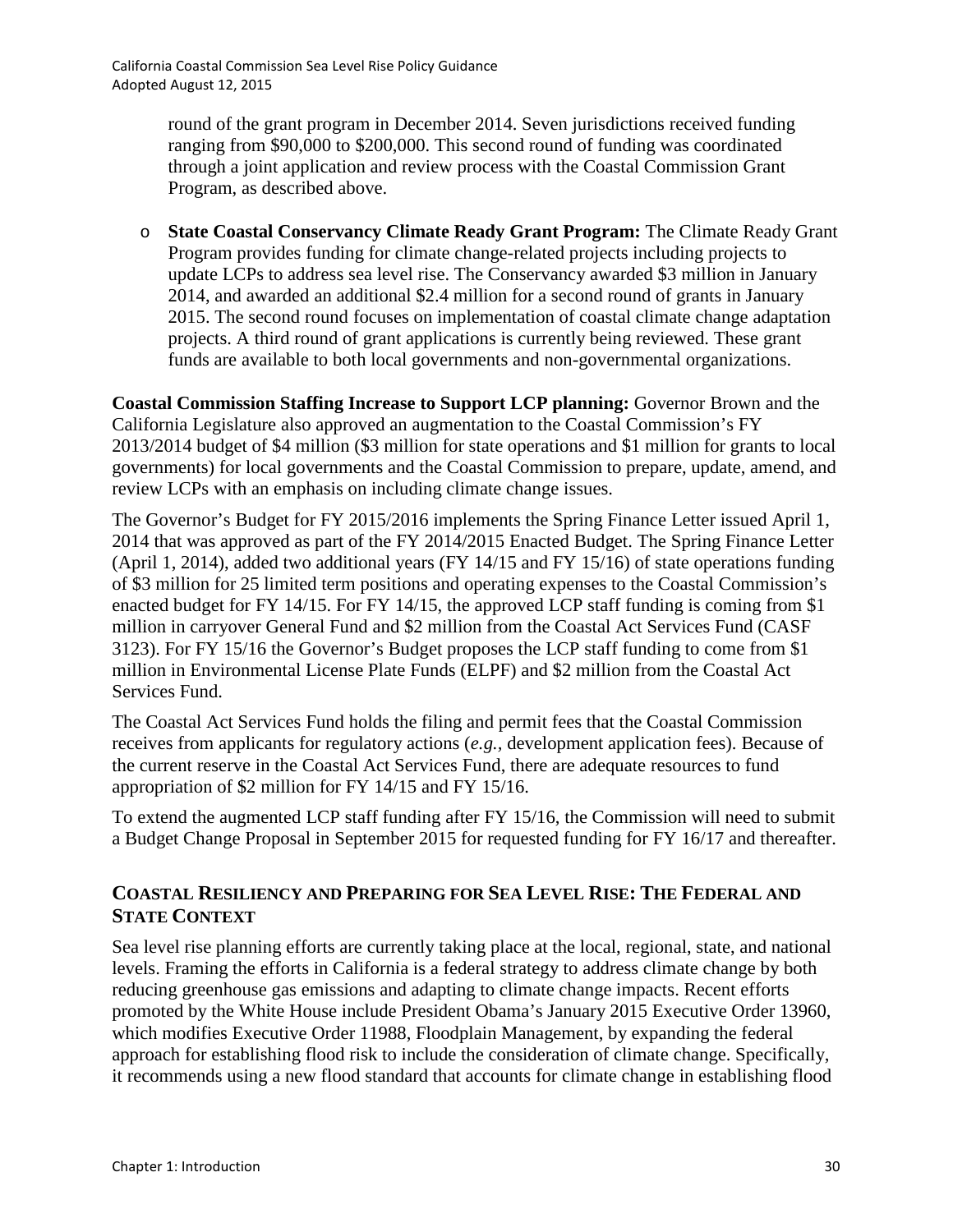round of the grant program in December 2014. Seven jurisdictions received funding ranging from $90,000 to $200,000. This second round of funding was coordinated through a joint application and review process with the Coastal Commission Grant Program, as described above.

- **State Coastal Conservancy Climate Ready Grant Program:** The Climate Ready Grant Program provides funding for climate change-related projects including projects to update LCPs to address sea level rise. The Conservancy awarded $3 million in January 2014, and awarded an additional $2.4 million for a second round of grants in January 2015. The second round focuses on implementation of coastal climate change adaptation projects. A third round of grant applications is currently being reviewed. These grant funds are available to both local governments and non-governmental organizations.

**Coastal Commission Staffing Increase to Support LCP planning:** Governor Brown and the California Legislature also approved an augmentation to the Coastal Commission's FY 2013/2014 budget of $4 million ($3 million for state operations and $1 million for grants to local governments) for local governments and the Coastal Commission to prepare, update, amend, and review LCPs with an emphasis on including climate change issues.

The Governor's Budget for FY 2015/2016 implements the Spring Finance Letter issued April 1, 2014 that was approved as part of the FY 2014/2015 Enacted Budget. The Spring Finance Letter (April 1, 2014), added two additional years (FY 14/15 and FY 15/16) of state operations funding of $3 million for 25 limited term positions and operating expenses to the Coastal Commission's enacted budget for FY 14/15. For FY 14/15, the approved LCP staff funding is coming from $1 million in carryover General Fund and $2 million from the Coastal Act Services Fund (CASF 3123). For FY 15/16 the Governor's Budget proposes the LCP staff funding to come from $1 million in Environmental License Plate Funds (ELPF) and $2 million from the Coastal Act Services Fund.

The Coastal Act Services Fund holds the filing and permit fees that the Coastal Commission receives from applicants for regulatory actions (*e.g.,* development application fees). Because of the current reserve in the Coastal Act Services Fund, there are adequate resources to fund appropriation of $2 million for FY 14/15 and FY 15/16.

To extend the augmented LCP staff funding after FY 15/16, the Commission will need to submit a Budget Change Proposal in September 2015 for requested funding for FY 16/17 and thereafter.

## COASTAL RESILIENCY AND PREPARING FOR SEA LEVEL RISE: THE FEDERAL AND STATE CONTEXT

Sea level rise planning efforts are currently taking place at the local, regional, state, and national levels. Framing the efforts in California is a federal strategy to address climate change by both reducing greenhouse gas emissions and adapting to climate change impacts. Recent efforts promoted by the White House include President Obama's January 2015 Executive Order 13960, which modifies Executive Order 11988, Floodplain Management, by expanding the federal approach for establishing flood risk to include the consideration of climate change. Specifically, it recommends using a new flood standard that accounts for climate change in establishing flood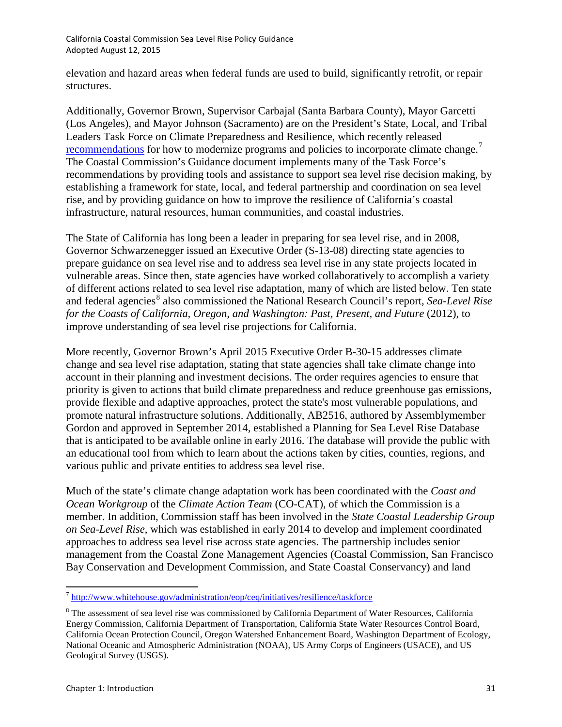elevation and hazard areas when federal funds are used to build, significantly retrofit, or repair structures.

Additionally, Governor Brown, Supervisor Carbajal (Santa Barbara County), Mayor Garcetti (Los Angeles), and Mayor Johnson (Sacramento) are on the President's State, Local, and Tribal Leaders Task Force on Climate Preparedness and Resilience, which recently released [recommendations](http://www.whitehouse.gov/administration/eop/ceq/initiatives/resilience/taskforce) for how to modernize programs and policies to incorporate climate change.[7] The Coastal Commission's Guidance document implements many of the Task Force's recommendations by providing tools and assistance to support sea level rise decision making, by establishing a framework for state, local, and federal partnership and coordination on sea level rise, and by providing guidance on how to improve the resilience of California's coastal infrastructure, natural resources, human communities, and coastal industries.

The State of California has long been a leader in preparing for sea level rise, and in 2008, Governor Schwarzenegger issued an Executive Order (S-13-08) directing state agencies to prepare guidance on sea level rise and to address sea level rise in any state projects located in vulnerable areas. Since then, state agencies have worked collaboratively to accomplish a variety of different actions related to sea level rise adaptation, many of which are listed below. Ten state and federal agencies[8] also commissioned the National Research Council's report, *Sea-Level Rise for the Coasts of California, Oregon, and Washington: Past, Present, and Future* (2012), to improve understanding of sea level rise projections for California.

More recently, Governor Brown's April 2015 Executive Order B-30-15 addresses climate change and sea level rise adaptation, stating that state agencies shall take climate change into account in their planning and investment decisions. The order requires agencies to ensure that priority is given to actions that build climate preparedness and reduce greenhouse gas emissions, provide flexible and adaptive approaches, protect the state's most vulnerable populations, and promote natural infrastructure solutions. Additionally, AB2516, authored by Assemblymember Gordon and approved in September 2014, established a Planning for Sea Level Rise Database that is anticipated to be available online in early 2016. The database will provide the public with an educational tool from which to learn about the actions taken by cities, counties, regions, and various public and private entities to address sea level rise.

Much of the state's climate change adaptation work has been coordinated with the *Coast and Ocean Workgroup* of the *Climate Action Team* (CO-CAT), of which the Commission is a member. In addition, Commission staff has been involved in the *State Coastal Leadership Group on Sea-Level Rise*, which was established in early 2014 to develop and implement coordinated approaches to address sea level rise across state agencies. The partnership includes senior management from the Coastal Zone Management Agencies (Coastal Commission, San Francisco Bay Conservation and Development Commission, and State Coastal Conservancy) and land

---

[7] http://www.whitehouse.gov/administration/eop/ceq/initiatives/resilience/taskforce

[8] The assessment of sea level rise was commissioned by California Department of Water Resources, California Energy Commission, California Department of Transportation, California State Water Resources Control Board, California Ocean Protection Council, Oregon Watershed Enhancement Board, Washington Department of Ecology, National Oceanic and Atmospheric Administration (NOAA), US Army Corps of Engineers (USACE), and US Geological Survey (USGS).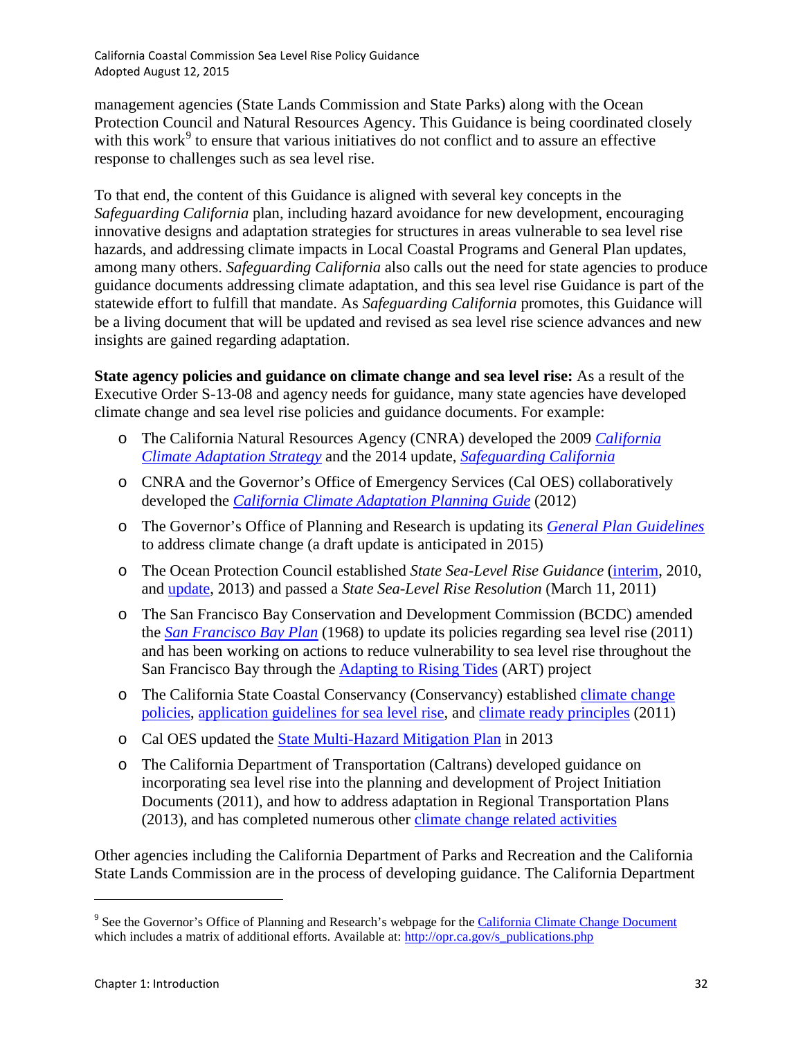management agencies (State Lands Commission and State Parks) along with the Ocean Protection Council and Natural Resources Agency. This Guidance is being coordinated closely with this work[9] to ensure that various initiatives do not conflict and to assure an effective response to challenges such as sea level rise.

To that end, the content of this Guidance is aligned with several key concepts in the *Safeguarding California* plan, including hazard avoidance for new development, encouraging innovative designs and adaptation strategies for structures in areas vulnerable to sea level rise hazards, and addressing climate impacts in Local Coastal Programs and General Plan updates, among many others. *Safeguarding California* also calls out the need for state agencies to produce guidance documents addressing climate adaptation, and this sea level rise Guidance is part of the statewide effort to fulfill that mandate. As *Safeguarding California* promotes, this Guidance will be a living document that will be updated and revised as sea level rise science advances and new insights are gained regarding adaptation.

**State agency policies and guidance on climate change and sea level rise:** As a result of the Executive Order S-13-08 and agency needs for guidance, many state agencies have developed climate change and sea level rise policies and guidance documents. For example:

- The California Natural Resources Agency (CNRA) developed the 2009 *California Climate Adaptation Strategy* and the 2014 update, *Safeguarding California*
- CNRA and the Governor's Office of Emergency Services (Cal OES) collaboratively developed the *California Climate Adaptation Planning Guide* (2012)
- The Governor's Office of Planning and Research is updating its *General Plan Guidelines* to address climate change (a draft update is anticipated in 2015)
- The Ocean Protection Council established *State Sea-Level Rise Guidance* (interim, 2010, and update, 2013) and passed a *State Sea-Level Rise Resolution* (March 11, 2011)
- The San Francisco Bay Conservation and Development Commission (BCDC) amended the *San Francisco Bay Plan* (1968) to update its policies regarding sea level rise (2011) and has been working on actions to reduce vulnerability to sea level rise throughout the San Francisco Bay through the Adapting to Rising Tides (ART) project
- The California State Coastal Conservancy (Conservancy) established climate change policies, application guidelines for sea level rise, and climate ready principles (2011)
- Cal OES updated the State Multi-Hazard Mitigation Plan in 2013
- The California Department of Transportation (Caltrans) developed guidance on incorporating sea level rise into the planning and development of Project Initiation Documents (2011), and how to address adaptation in Regional Transportation Plans (2013), and has completed numerous other climate change related activities

Other agencies including the California Department of Parks and Recreation and the California State Lands Commission are in the process of developing guidance. The California Department

[9] See the Governor's Office of Planning and Research's webpage for the California Climate Change Document which includes a matrix of additional efforts. Available at: http://opr.ca.gov/s_publications.php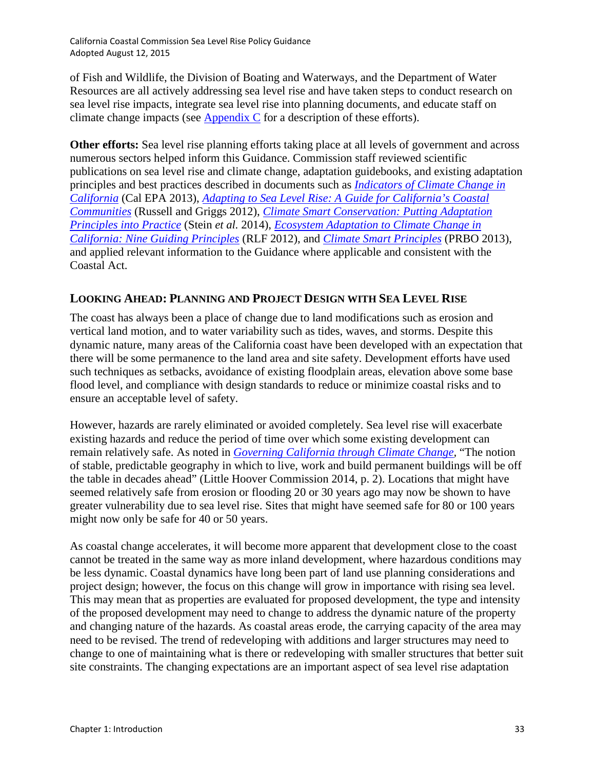of Fish and Wildlife, the Division of Boating and Waterways, and the Department of Water Resources are all actively addressing sea level rise and have taken steps to conduct research on sea level rise impacts, integrate sea level rise into planning documents, and educate staff on climate change impacts (see Appendix C for a description of these efforts).

**Other efforts:** Sea level rise planning efforts taking place at all levels of government and across numerous sectors helped inform this Guidance. Commission staff reviewed scientific publications on sea level rise and climate change, adaptation guidebooks, and existing adaptation principles and best practices described in documents such as *Indicators of Climate Change in California* (Cal EPA 2013), *Adapting to Sea Level Rise: A Guide for California's Coastal Communities* (Russell and Griggs 2012), *Climate Smart Conservation: Putting Adaptation Principles into Practice* (Stein *et al.* 2014), *Ecosystem Adaptation to Climate Change in California: Nine Guiding Principles* (RLF 2012), and *Climate Smart Principles* (PRBO 2013), and applied relevant information to the Guidance where applicable and consistent with the Coastal Act.

## Looking Ahead: Planning and Project Design with Sea Level Rise

The coast has always been a place of change due to land modifications such as erosion and vertical land motion, and to water variability such as tides, waves, and storms. Despite this dynamic nature, many areas of the California coast have been developed with an expectation that there will be some permanence to the land area and site safety. Development efforts have used such techniques as setbacks, avoidance of existing floodplain areas, elevation above some base flood level, and compliance with design standards to reduce or minimize coastal risks and to ensure an acceptable level of safety.

However, hazards are rarely eliminated or avoided completely. Sea level rise will exacerbate existing hazards and reduce the period of time over which some existing development can remain relatively safe. As noted in *Governing California through Climate Change*, "The notion of stable, predictable geography in which to live, work and build permanent buildings will be off the table in decades ahead" (Little Hoover Commission 2014, p. 2). Locations that might have seemed relatively safe from erosion or flooding 20 or 30 years ago may now be shown to have greater vulnerability due to sea level rise. Sites that might have seemed safe for 80 or 100 years might now only be safe for 40 or 50 years.

As coastal change accelerates, it will become more apparent that development close to the coast cannot be treated in the same way as more inland development, where hazardous conditions may be less dynamic. Coastal dynamics have long been part of land use planning considerations and project design; however, the focus on this change will grow in importance with rising sea level. This may mean that as properties are evaluated for proposed development, the type and intensity of the proposed development may need to change to address the dynamic nature of the property and changing nature of the hazards. As coastal areas erode, the carrying capacity of the area may need to be revised. The trend of redeveloping with additions and larger structures may need to change to one of maintaining what is there or redeveloping with smaller structures that better suit site constraints. The changing expectations are an important aspect of sea level rise adaptation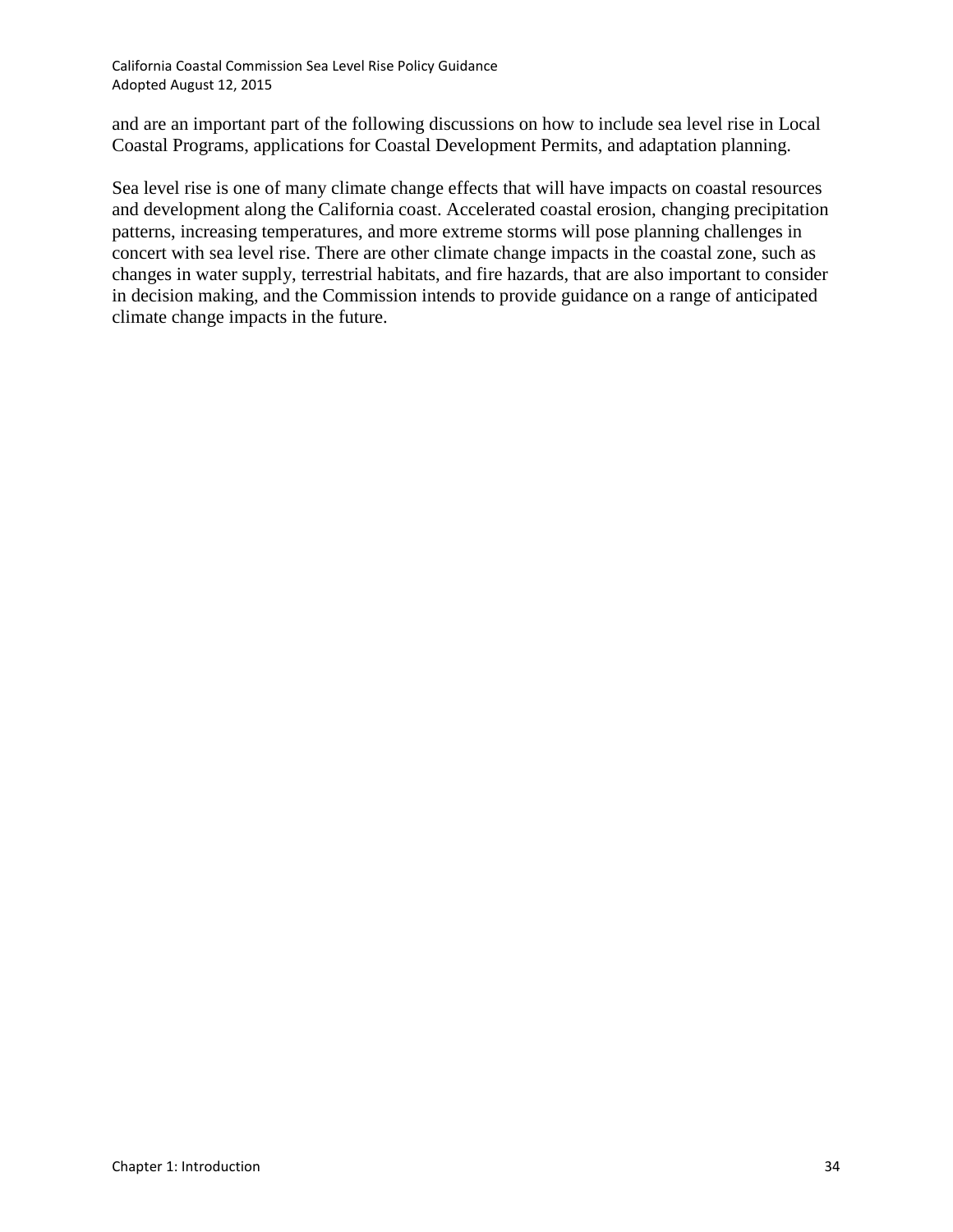and are an important part of the following discussions on how to include sea level rise in Local Coastal Programs, applications for Coastal Development Permits, and adaptation planning.

Sea level rise is one of many climate change effects that will have impacts on coastal resources and development along the California coast. Accelerated coastal erosion, changing precipitation patterns, increasing temperatures, and more extreme storms will pose planning challenges in concert with sea level rise. There are other climate change impacts in the coastal zone, such as changes in water supply, terrestrial habitats, and fire hazards, that are also important to consider in decision making, and the Commission intends to provide guidance on a range of anticipated climate change impacts in the future.